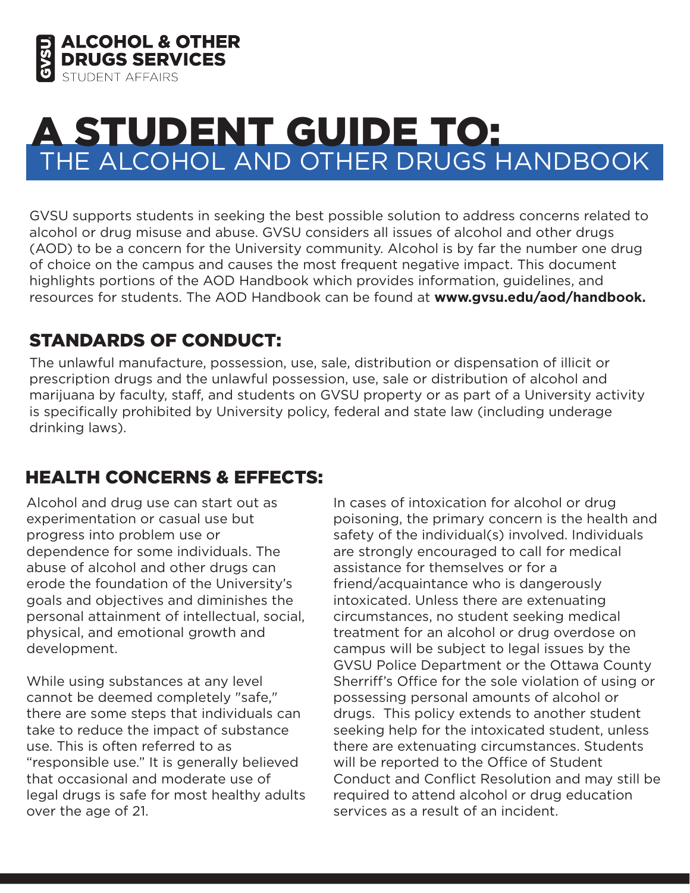**ALCOHOL & OTHER DRUGS SERVICES**
STUDENT AFFAIRS

# A STUDENT GUIDE TO: THE ALCOHOL AND OTHER DRUGS HANDBOOK

GVSU supports students in seeking the best possible solution to address concerns related to alcohol or drug misuse and abuse. GVSU considers all issues of alcohol and other drugs (AOD) to be a concern for the University community. Alcohol is by far the number one drug of choice on the campus and causes the most frequent negative impact. This document highlights portions of the AOD Handbook which provides information, guidelines, and resources for students. The AOD Handbook can be found at **www.gvsu.edu/aod/handbook.**

## STANDARDS OF CONDUCT:

The unlawful manufacture, possession, use, sale, distribution or dispensation of illicit or prescription drugs and the unlawful possession, use, sale or distribution of alcohol and marijuana by faculty, staff, and students on GVSU property or as part of a University activity is specifically prohibited by University policy, federal and state law (including underage drinking laws).

## HEALTH CONCERNS & EFFECTS:

Alcohol and drug use can start out as experimentation or casual use but progress into problem use or dependence for some individuals. The abuse of alcohol and other drugs can erode the foundation of the University's goals and objectives and diminishes the personal attainment of intellectual, social, physical, and emotional growth and development.

While using substances at any level cannot be deemed completely "safe," there are some steps that individuals can take to reduce the impact of substance use. This is often referred to as "responsible use." It is generally believed that occasional and moderate use of legal drugs is safe for most healthy adults over the age of 21.

In cases of intoxication for alcohol or drug poisoning, the primary concern is the health and safety of the individual(s) involved. Individuals are strongly encouraged to call for medical assistance for themselves or for a friend/acquaintance who is dangerously intoxicated. Unless there are extenuating circumstances, no student seeking medical treatment for an alcohol or drug overdose on campus will be subject to legal issues by the GVSU Police Department or the Ottawa County Sherriff's Office for the sole violation of using or possessing personal amounts of alcohol or drugs. This policy extends to another student seeking help for the intoxicated student, unless there are extenuating circumstances. Students will be reported to the Office of Student Conduct and Conflict Resolution and may still be required to attend alcohol or drug education services as a result of an incident.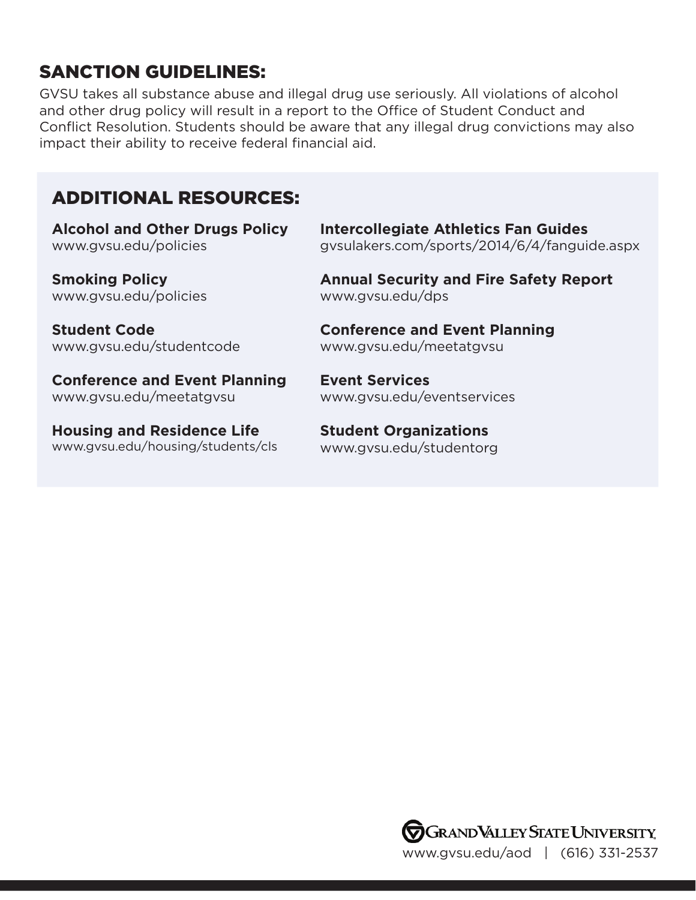## SANCTION GUIDELINES:

GVSU takes all substance abuse and illegal drug use seriously. All violations of alcohol and other drug policy will result in a report to the Office of Student Conduct and Conflict Resolution. Students should be aware that any illegal drug convictions may also impact their ability to receive federal financial aid.

## ADDITIONAL RESOURCES:

**Alcohol and Other Drugs Policy**
www.gvsu.edu/policies

**Smoking Policy**
www.gvsu.edu/policies

**Student Code**
www.gvsu.edu/studentcode

**Conference and Event Planning**
www.gvsu.edu/meetatgvsu

**Housing and Residence Life**
www.gvsu.edu/housing/students/cls

**Intercollegiate Athletics Fan Guides**
gvsulakers.com/sports/2014/6/4/fanguide.aspx

**Annual Security and Fire Safety Report**
www.gvsu.edu/dps

**Conference and Event Planning**
www.gvsu.edu/meetatgvsu

**Event Services**
www.gvsu.edu/eventservices

**Student Organizations**
www.gvsu.edu/studentorg

Grand Valley State University
www.gvsu.edu/aod | (616) 331-2537